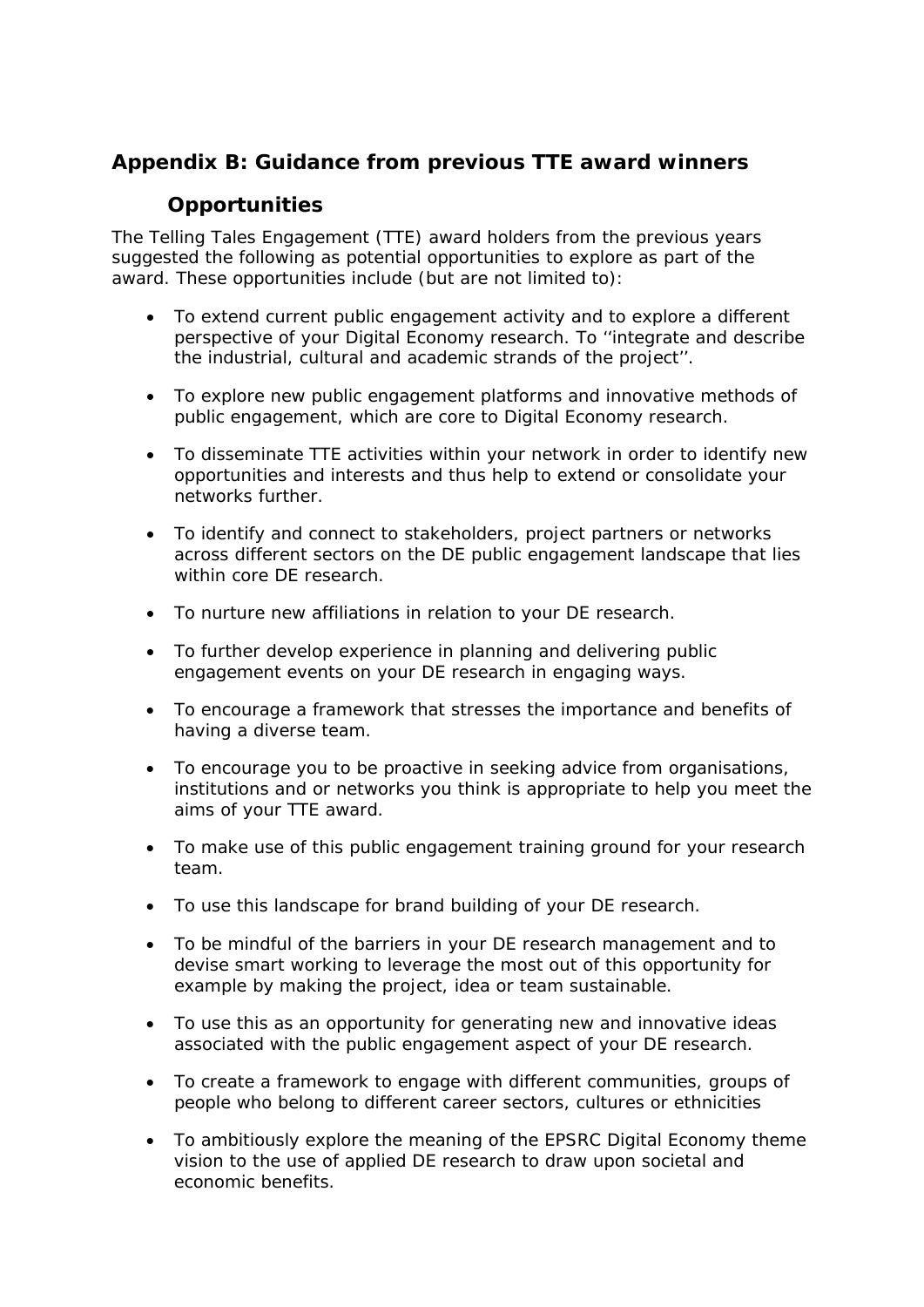## Appendix B: Guidance from previous TTE award winners

### Opportunities

The Telling Tales Engagement (TTE) award holders from the previous years suggested the following as potential opportunities to explore as part of the award. These opportunities include (but are not limited to):

- To extend current public engagement activity and to explore a different perspective of your Digital Economy research. To ‘‘integrate and describe the industrial, cultural and academic strands of the project’’.
- To explore new public engagement platforms and innovative methods of public engagement, which are core to Digital Economy research.
- To disseminate TTE activities within your network in order to identify new opportunities and interests and thus help to extend or consolidate your networks further.
- To identify and connect to stakeholders, project partners or networks across different sectors on the DE public engagement landscape that lies within core DE research.
- To nurture new affiliations in relation to your DE research.
- To further develop experience in planning and delivering public engagement events on your DE research in engaging ways.
- To encourage a framework that stresses the importance and benefits of having a diverse team.
- To encourage you to be proactive in seeking advice from organisations, institutions and or networks you think is appropriate to help you meet the aims of your TTE award.
- To make use of this public engagement training ground for your research team.
- To use this landscape for brand building of your DE research.
- To be mindful of the barriers in your DE research management and to devise smart working to leverage the most out of this opportunity for example by making the project, idea or team sustainable.
- To use this as an opportunity for generating new and innovative ideas associated with the public engagement aspect of your DE research.
- To create a framework to engage with different communities, groups of people who belong to different career sectors, cultures or ethnicities
- To ambitiously explore the meaning of the EPSRC Digital Economy theme vision to the use of applied DE research to draw upon societal and economic benefits.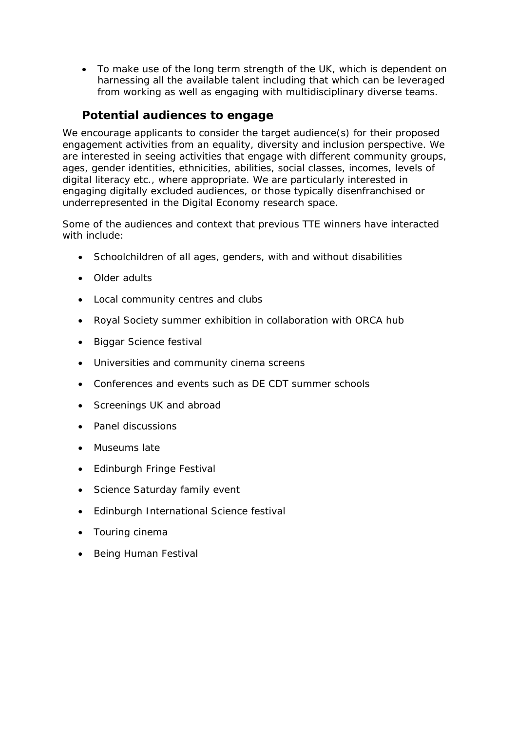- To make use of the long term strength of the UK, which is dependent on harnessing all the available talent including that which can be leveraged from working as well as engaging with multidisciplinary diverse teams.

## Potential audiences to engage

We encourage applicants to consider the target audience(s) for their proposed engagement activities from an equality, diversity and inclusion perspective. We are interested in seeing activities that engage with different community groups, ages, gender identities, ethnicities, abilities, social classes, incomes, levels of digital literacy etc., where appropriate. We are particularly interested in engaging digitally excluded audiences, or those typically disenfranchised or underrepresented in the Digital Economy research space.

Some of the audiences and context that previous TTE winners have interacted with include:

- Schoolchildren of all ages, genders, with and without disabilities
- Older adults
- Local community centres and clubs
- Royal Society summer exhibition in collaboration with ORCA hub
- Biggar Science festival
- Universities and community cinema screens
- Conferences and events such as DE CDT summer schools
- Screenings UK and abroad
- Panel discussions
- Museums late
- Edinburgh Fringe Festival
- Science Saturday family event
- Edinburgh International Science festival
- Touring cinema
- Being Human Festival